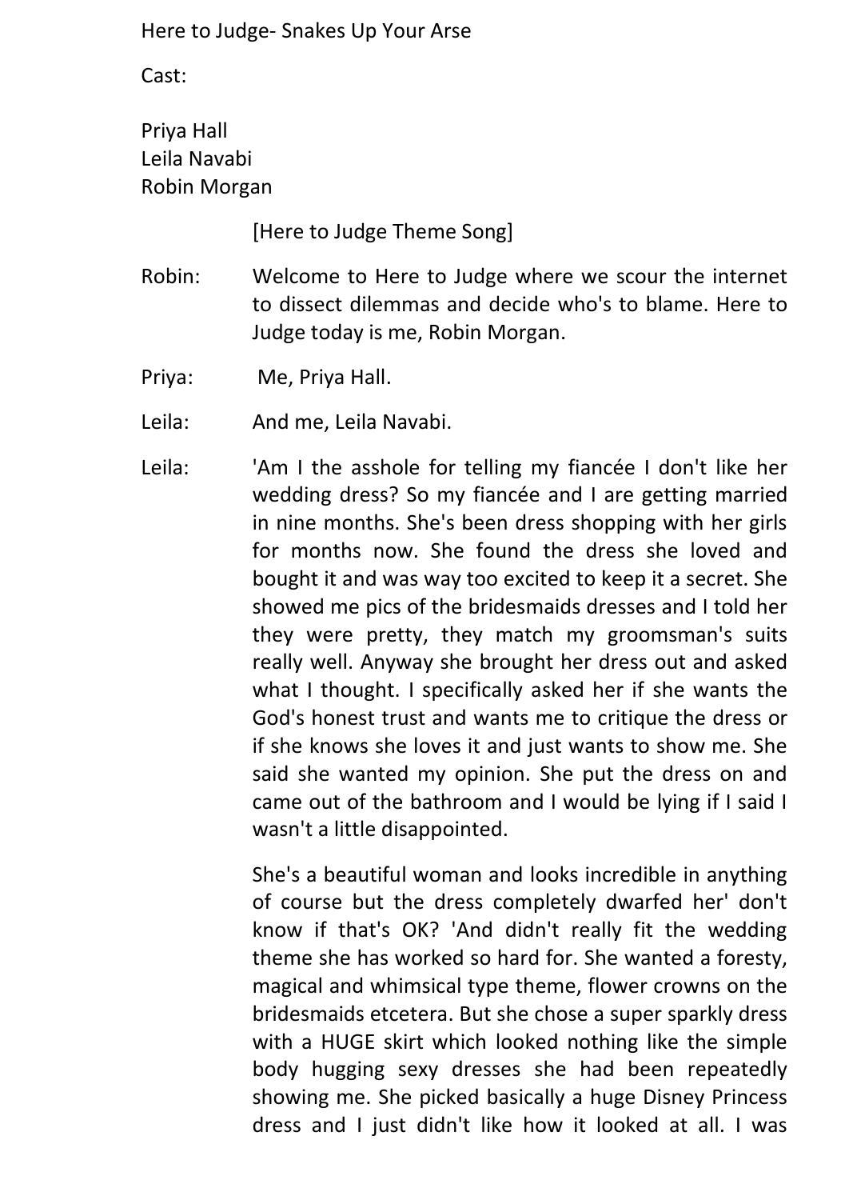Here to Judge- Snakes Up Your Arse

Cast:

Priya Hall
Leila Navabi
Robin Morgan

[Here to Judge Theme Song]

Robin: Welcome to Here to Judge where we scour the internet to dissect dilemmas and decide who's to blame. Here to Judge today is me, Robin Morgan.

Priya: Me, Priya Hall.

Leila: And me, Leila Navabi.

Leila: 'Am I the asshole for telling my fiancée I don't like her wedding dress? So my fiancée and I are getting married in nine months. She's been dress shopping with her girls for months now. She found the dress she loved and bought it and was way too excited to keep it a secret. She showed me pics of the bridesmaids dresses and I told her they were pretty, they match my groomsman's suits really well. Anyway she brought her dress out and asked what I thought. I specifically asked her if she wants the God's honest trust and wants me to critique the dress or if she knows she loves it and just wants to show me. She said she wanted my opinion. She put the dress on and came out of the bathroom and I would be lying if I said I wasn't a little disappointed.

She's a beautiful woman and looks incredible in anything of course but the dress completely dwarfed her' don't know if that's OK? 'And didn't really fit the wedding theme she has worked so hard for. She wanted a foresty, magical and whimsical type theme, flower crowns on the bridesmaids etcetera. But she chose a super sparkly dress with a HUGE skirt which looked nothing like the simple body hugging sexy dresses she had been repeatedly showing me. She picked basically a huge Disney Princess dress and I just didn't like how it looked at all. I was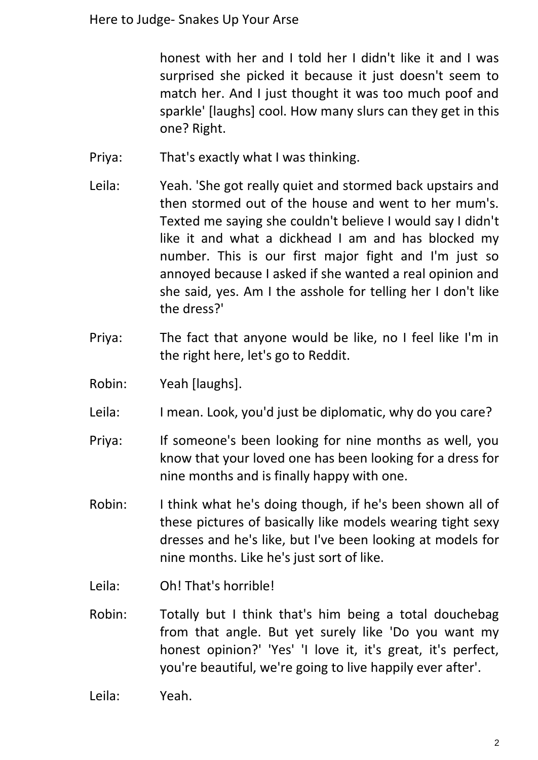honest with her and I told her I didn't like it and I was surprised she picked it because it just doesn't seem to match her. And I just thought it was too much poof and sparkle' [laughs] cool. How many slurs can they get in this one? Right.

Priya: That's exactly what I was thinking.

Leila: Yeah. 'She got really quiet and stormed back upstairs and then stormed out of the house and went to her mum's. Texted me saying she couldn't believe I would say I didn't like it and what a dickhead I am and has blocked my number. This is our first major fight and I'm just so annoyed because I asked if she wanted a real opinion and she said, yes. Am I the asshole for telling her I don't like the dress?'

Priya: The fact that anyone would be like, no I feel like I'm in the right here, let's go to Reddit.

Robin: Yeah [laughs].

Leila: I mean. Look, you'd just be diplomatic, why do you care?

Priya: If someone's been looking for nine months as well, you know that your loved one has been looking for a dress for nine months and is finally happy with one.

Robin: I think what he's doing though, if he's been shown all of these pictures of basically like models wearing tight sexy dresses and he's like, but I've been looking at models for nine months. Like he's just sort of like.

Leila: Oh! That's horrible!

Robin: Totally but I think that's him being a total douchebag from that angle. But yet surely like 'Do you want my honest opinion?' 'Yes' 'I love it, it's great, it's perfect, you're beautiful, we're going to live happily ever after'.

Leila: Yeah.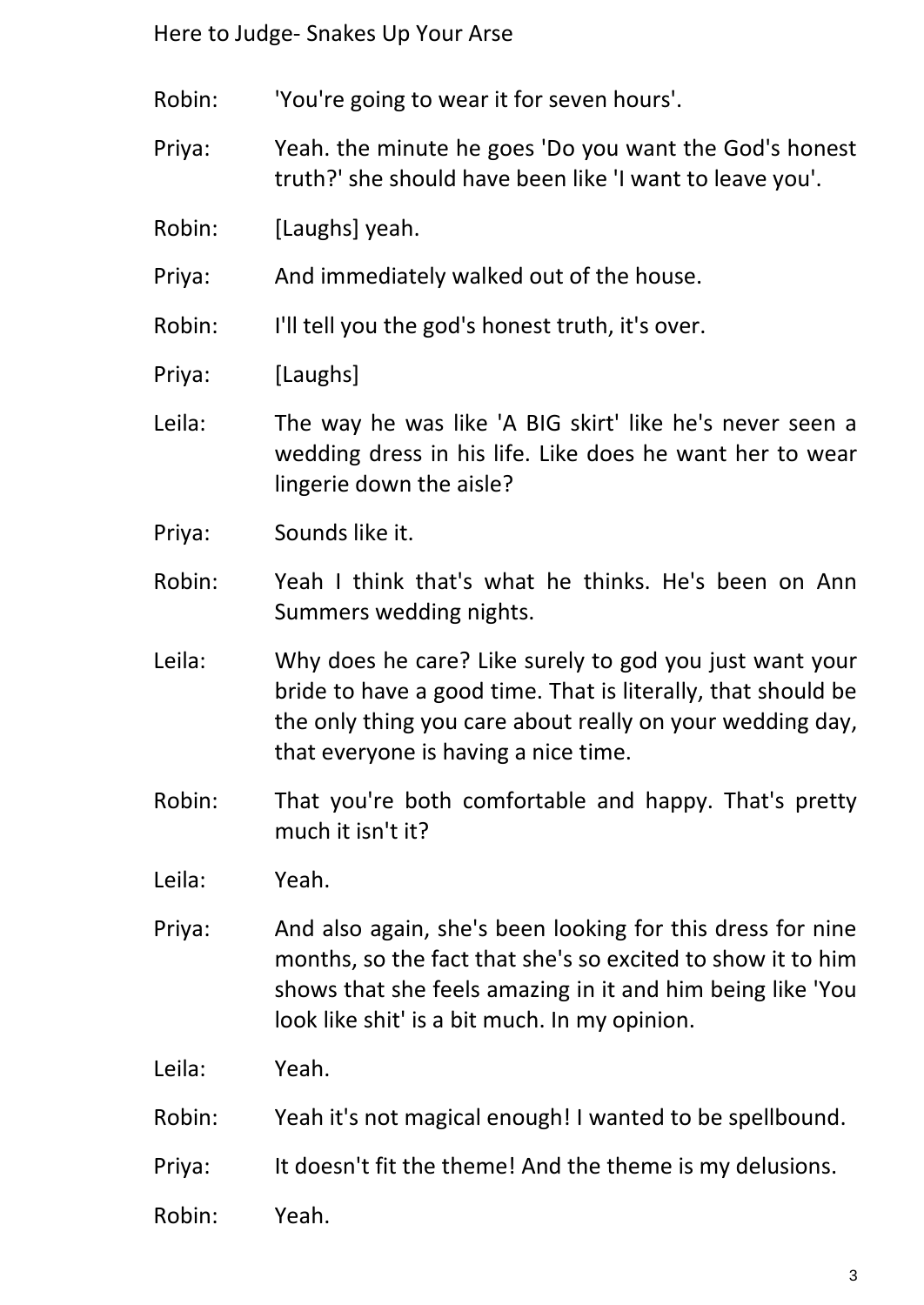Robin: 'You're going to wear it for seven hours'.

Priya: Yeah. the minute he goes 'Do you want the God's honest truth?' she should have been like 'I want to leave you'.

Robin: [Laughs] yeah.

Priya: And immediately walked out of the house.

Robin: I'll tell you the god's honest truth, it's over.

Priya: [Laughs]

Leila: The way he was like 'A BIG skirt' like he's never seen a wedding dress in his life. Like does he want her to wear lingerie down the aisle?

Priya: Sounds like it.

Robin: Yeah I think that's what he thinks. He's been on Ann Summers wedding nights.

Leila: Why does he care? Like surely to god you just want your bride to have a good time. That is literally, that should be the only thing you care about really on your wedding day, that everyone is having a nice time.

Robin: That you're both comfortable and happy. That's pretty much it isn't it?

Leila: Yeah.

Priya: And also again, she's been looking for this dress for nine months, so the fact that she's so excited to show it to him shows that she feels amazing in it and him being like 'You look like shit' is a bit much. In my opinion.

Leila: Yeah.

Robin: Yeah it's not magical enough! I wanted to be spellbound.

Priya: It doesn't fit the theme! And the theme is my delusions.

Robin: Yeah.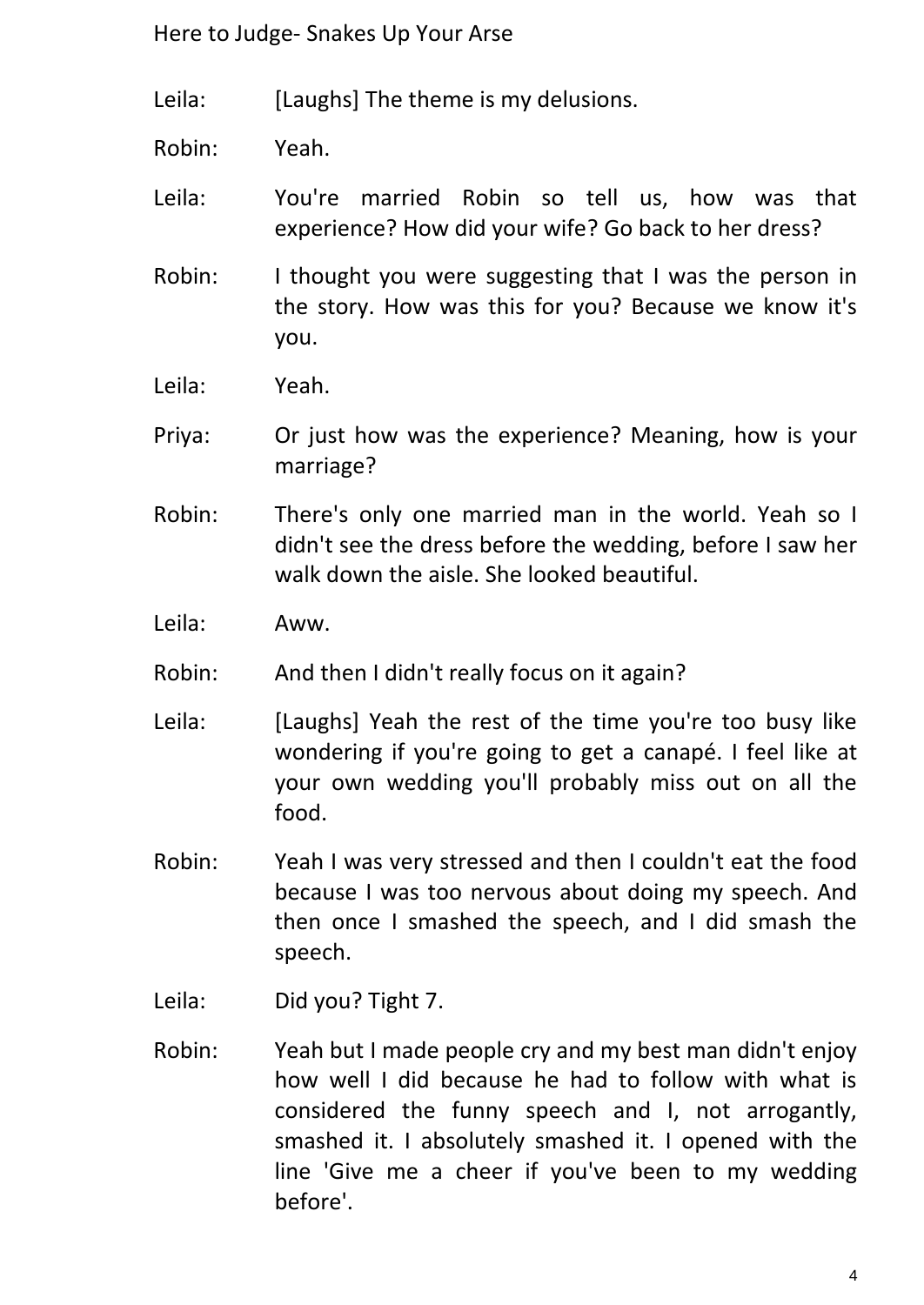Leila: [Laughs] The theme is my delusions.

Robin: Yeah.

Leila: You're married Robin so tell us, how was that experience? How did your wife? Go back to her dress?

Robin: I thought you were suggesting that I was the person in the story. How was this for you? Because we know it's you.

Leila: Yeah.

Priya: Or just how was the experience? Meaning, how is your marriage?

Robin: There's only one married man in the world. Yeah so I didn't see the dress before the wedding, before I saw her walk down the aisle. She looked beautiful.

Leila: Aww.

Robin: And then I didn't really focus on it again?

Leila: [Laughs] Yeah the rest of the time you're too busy like wondering if you're going to get a canapé. I feel like at your own wedding you'll probably miss out on all the food.

Robin: Yeah I was very stressed and then I couldn't eat the food because I was too nervous about doing my speech. And then once I smashed the speech, and I did smash the speech.

Leila: Did you? Tight 7.

Robin: Yeah but I made people cry and my best man didn't enjoy how well I did because he had to follow with what is considered the funny speech and I, not arrogantly, smashed it. I absolutely smashed it. I opened with the line 'Give me a cheer if you've been to my wedding before'.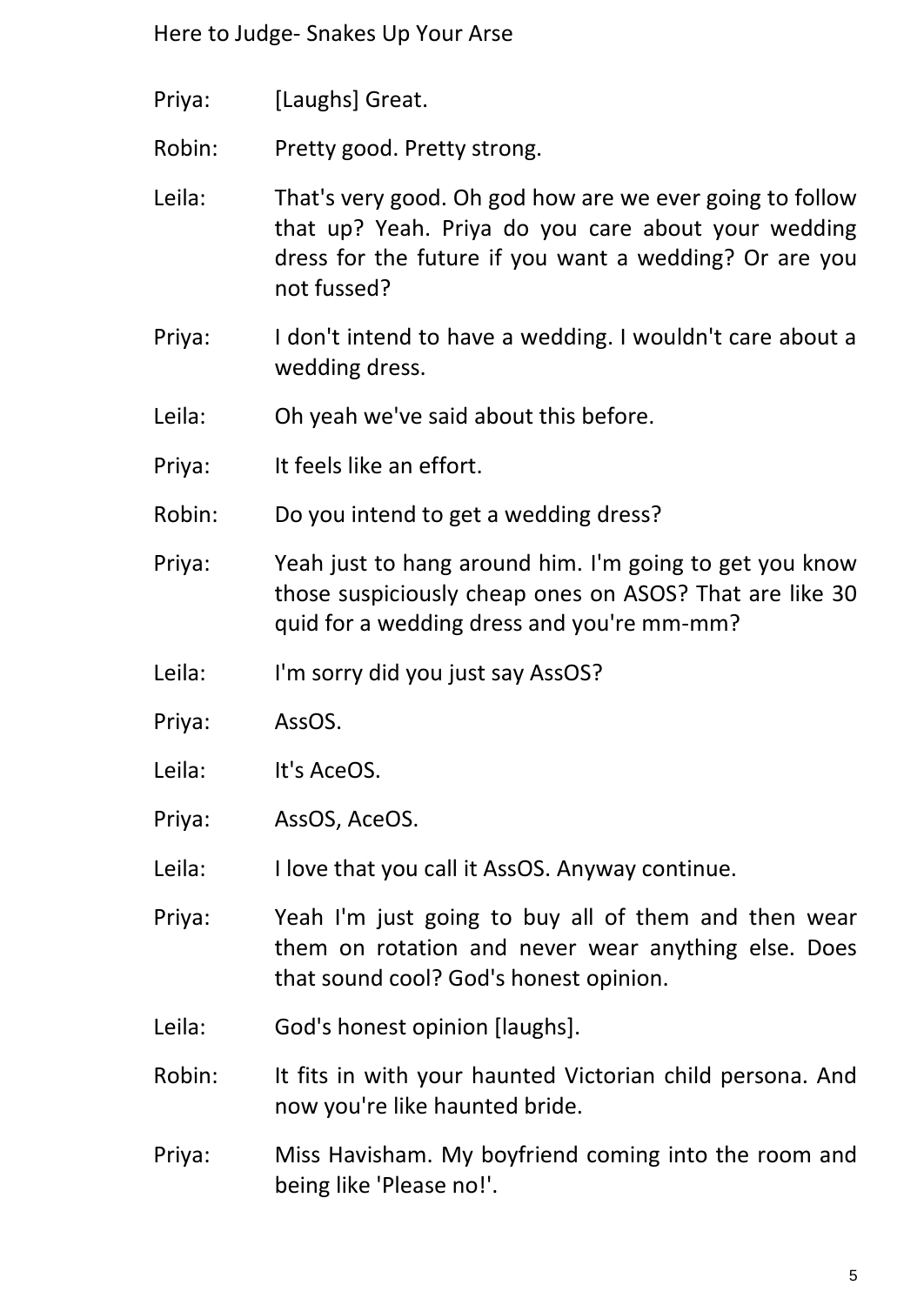Priya: [Laughs] Great.

Robin: Pretty good. Pretty strong.

Leila: That's very good. Oh god how are we ever going to follow that up? Yeah. Priya do you care about your wedding dress for the future if you want a wedding? Or are you not fussed?

Priya: I don't intend to have a wedding. I wouldn't care about a wedding dress.

Leila: Oh yeah we've said about this before.

Priya: It feels like an effort.

Robin: Do you intend to get a wedding dress?

Priya: Yeah just to hang around him. I'm going to get you know those suspiciously cheap ones on ASOS? That are like 30 quid for a wedding dress and you're mm-mm?

Leila: I'm sorry did you just say AssOS?

Priya: AssOS.

Leila: It's AceOS.

Priya: AssOS, AceOS.

Leila: I love that you call it AssOS. Anyway continue.

Priya: Yeah I'm just going to buy all of them and then wear them on rotation and never wear anything else. Does that sound cool? God's honest opinion.

Leila: God's honest opinion [laughs].

Robin: It fits in with your haunted Victorian child persona. And now you're like haunted bride.

Priya: Miss Havisham. My boyfriend coming into the room and being like 'Please no!'.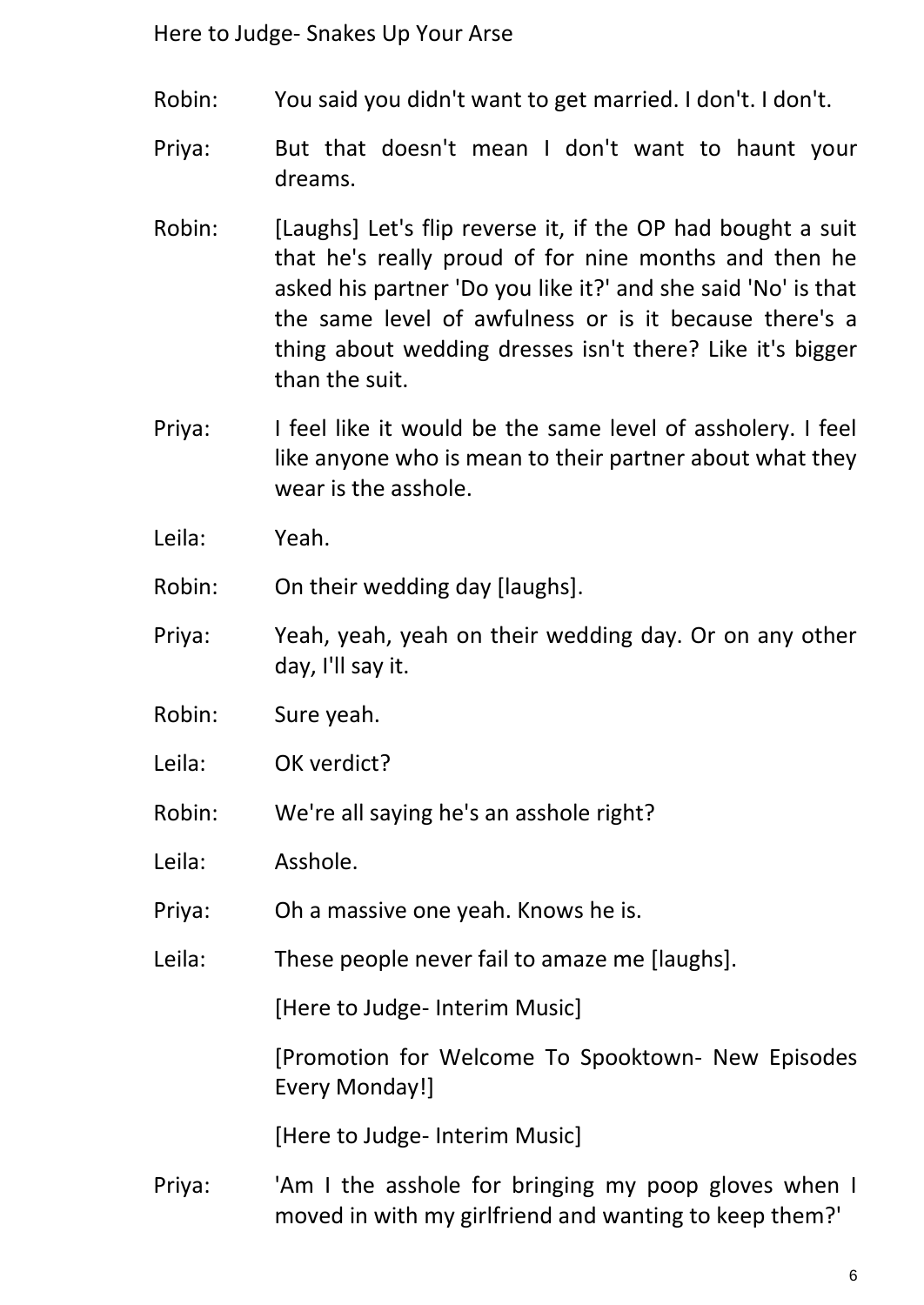Robin: You said you didn't want to get married. I don't. I don't.

Priya: But that doesn't mean I don't want to haunt your dreams.

Robin: [Laughs] Let's flip reverse it, if the OP had bought a suit that he's really proud of for nine months and then he asked his partner 'Do you like it?' and she said 'No' is that the same level of awfulness or is it because there's a thing about wedding dresses isn't there? Like it's bigger than the suit.

Priya: I feel like it would be the same level of assholery. I feel like anyone who is mean to their partner about what they wear is the asshole.

Leila: Yeah.

Robin: On their wedding day [laughs].

Priya: Yeah, yeah, yeah on their wedding day. Or on any other day, I'll say it.

Robin: Sure yeah.

Leila: OK verdict?

Robin: We're all saying he's an asshole right?

Leila: Asshole.

Priya: Oh a massive one yeah. Knows he is.

Leila: These people never fail to amaze me [laughs].

[Here to Judge- Interim Music]

[Promotion for Welcome To Spooktown- New Episodes Every Monday!]

[Here to Judge- Interim Music]

Priya: 'Am I the asshole for bringing my poop gloves when I moved in with my girlfriend and wanting to keep them?'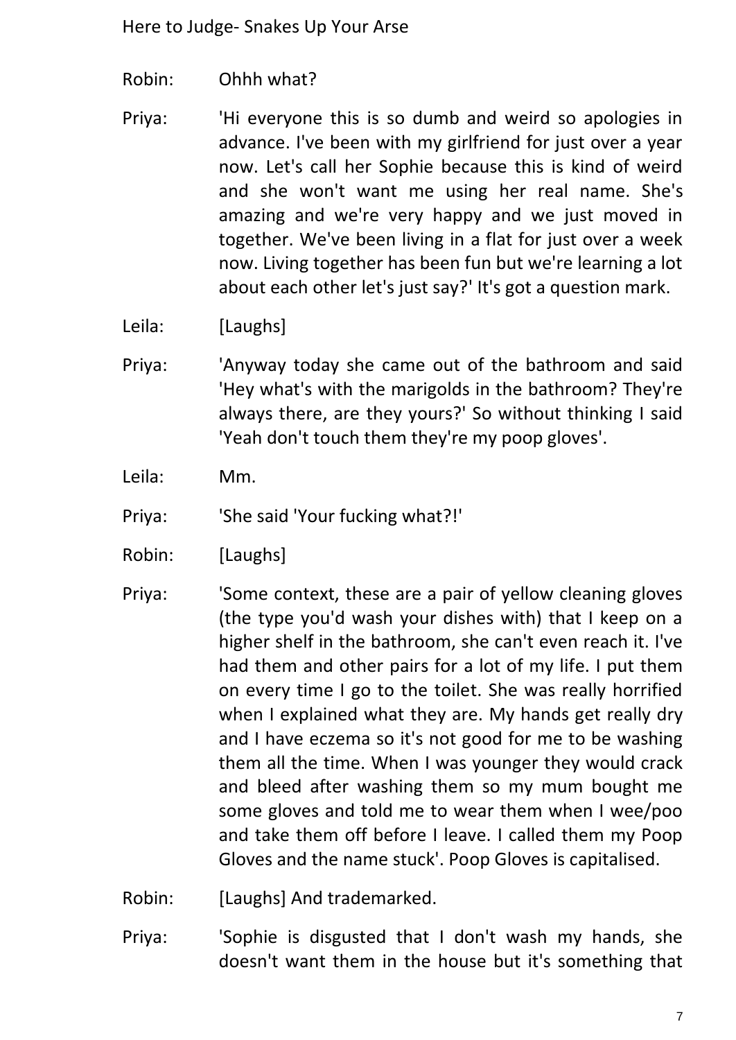Robin: Ohhh what?

Priya: 'Hi everyone this is so dumb and weird so apologies in advance. I've been with my girlfriend for just over a year now. Let's call her Sophie because this is kind of weird and she won't want me using her real name. She's amazing and we're very happy and we just moved in together. We've been living in a flat for just over a week now. Living together has been fun but we're learning a lot about each other let's just say?' It's got a question mark.

Leila: [Laughs]

Priya: 'Anyway today she came out of the bathroom and said 'Hey what's with the marigolds in the bathroom? They're always there, are they yours?' So without thinking I said 'Yeah don't touch them they're my poop gloves'.

Leila: Mm.

Priya: 'She said 'Your fucking what?!'

Robin: [Laughs]

Priya: 'Some context, these are a pair of yellow cleaning gloves (the type you'd wash your dishes with) that I keep on a higher shelf in the bathroom, she can't even reach it. I've had them and other pairs for a lot of my life. I put them on every time I go to the toilet. She was really horrified when I explained what they are. My hands get really dry and I have eczema so it's not good for me to be washing them all the time. When I was younger they would crack and bleed after washing them so my mum bought me some gloves and told me to wear them when I wee/poo and take them off before I leave. I called them my Poop Gloves and the name stuck'. Poop Gloves is capitalised.

Robin: [Laughs] And trademarked.

Priya: 'Sophie is disgusted that I don't wash my hands, she doesn't want them in the house but it's something that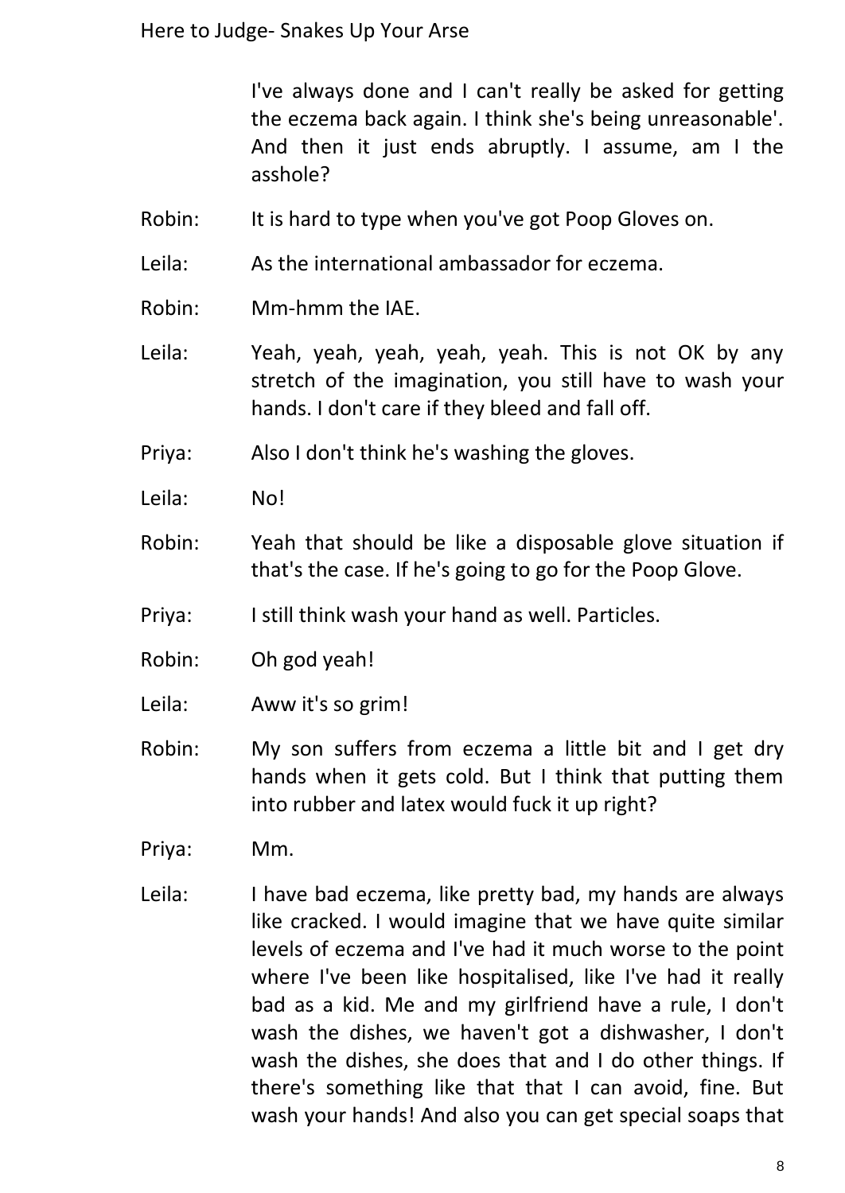I've always done and I can't really be asked for getting the eczema back again. I think she's being unreasonable'. And then it just ends abruptly. I assume, am I the asshole?

Robin: It is hard to type when you've got Poop Gloves on.

Leila: As the international ambassador for eczema.

Robin: Mm-hmm the IAE.

Leila: Yeah, yeah, yeah, yeah, yeah. This is not OK by any stretch of the imagination, you still have to wash your hands. I don't care if they bleed and fall off.

Priya: Also I don't think he's washing the gloves.

Leila: No!

Robin: Yeah that should be like a disposable glove situation if that's the case. If he's going to go for the Poop Glove.

Priya: I still think wash your hand as well. Particles.

Robin: Oh god yeah!

Leila: Aww it's so grim!

Robin: My son suffers from eczema a little bit and I get dry hands when it gets cold. But I think that putting them into rubber and latex would fuck it up right?

Priya: Mm.

Leila: I have bad eczema, like pretty bad, my hands are always like cracked. I would imagine that we have quite similar levels of eczema and I've had it much worse to the point where I've been like hospitalised, like I've had it really bad as a kid. Me and my girlfriend have a rule, I don't wash the dishes, we haven't got a dishwasher, I don't wash the dishes, she does that and I do other things. If there's something like that that I can avoid, fine. But wash your hands! And also you can get special soaps that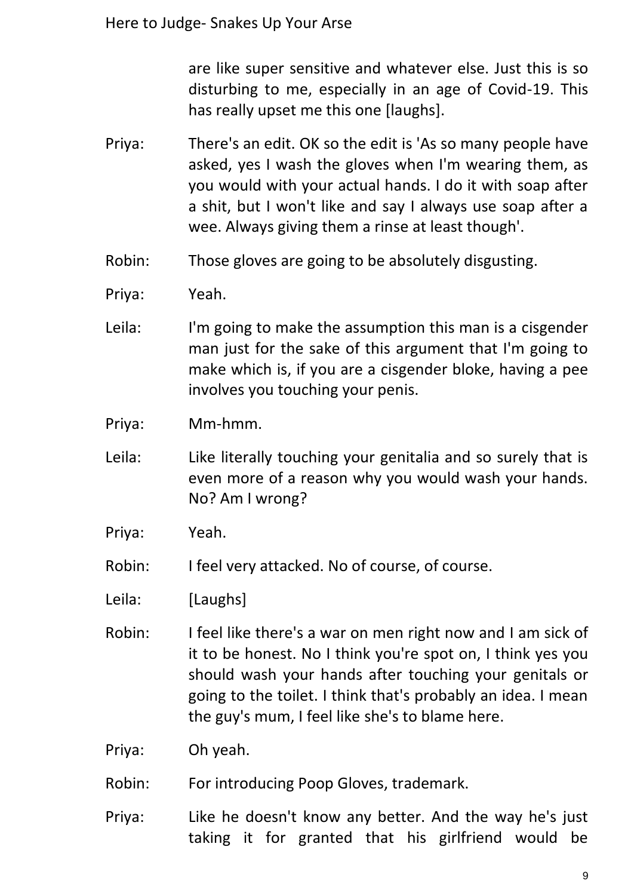are like super sensitive and whatever else. Just this is so disturbing to me, especially in an age of Covid-19. This has really upset me this one [laughs].

Priya: There's an edit. OK so the edit is 'As so many people have asked, yes I wash the gloves when I'm wearing them, as you would with your actual hands. I do it with soap after a shit, but I won't like and say I always use soap after a wee. Always giving them a rinse at least though'.

Robin: Those gloves are going to be absolutely disgusting.

Priya: Yeah.

Leila: I'm going to make the assumption this man is a cisgender man just for the sake of this argument that I'm going to make which is, if you are a cisgender bloke, having a pee involves you touching your penis.

Priya: Mm-hmm.

Leila: Like literally touching your genitalia and so surely that is even more of a reason why you would wash your hands. No? Am I wrong?

Priya: Yeah.

Robin: I feel very attacked. No of course, of course.

Leila: [Laughs]

Robin: I feel like there's a war on men right now and I am sick of it to be honest. No I think you're spot on, I think yes you should wash your hands after touching your genitals or going to the toilet. I think that's probably an idea. I mean the guy's mum, I feel like she's to blame here.

Priya: Oh yeah.

Robin: For introducing Poop Gloves, trademark.

Priya: Like he doesn't know any better. And the way he's just taking it for granted that his girlfriend would be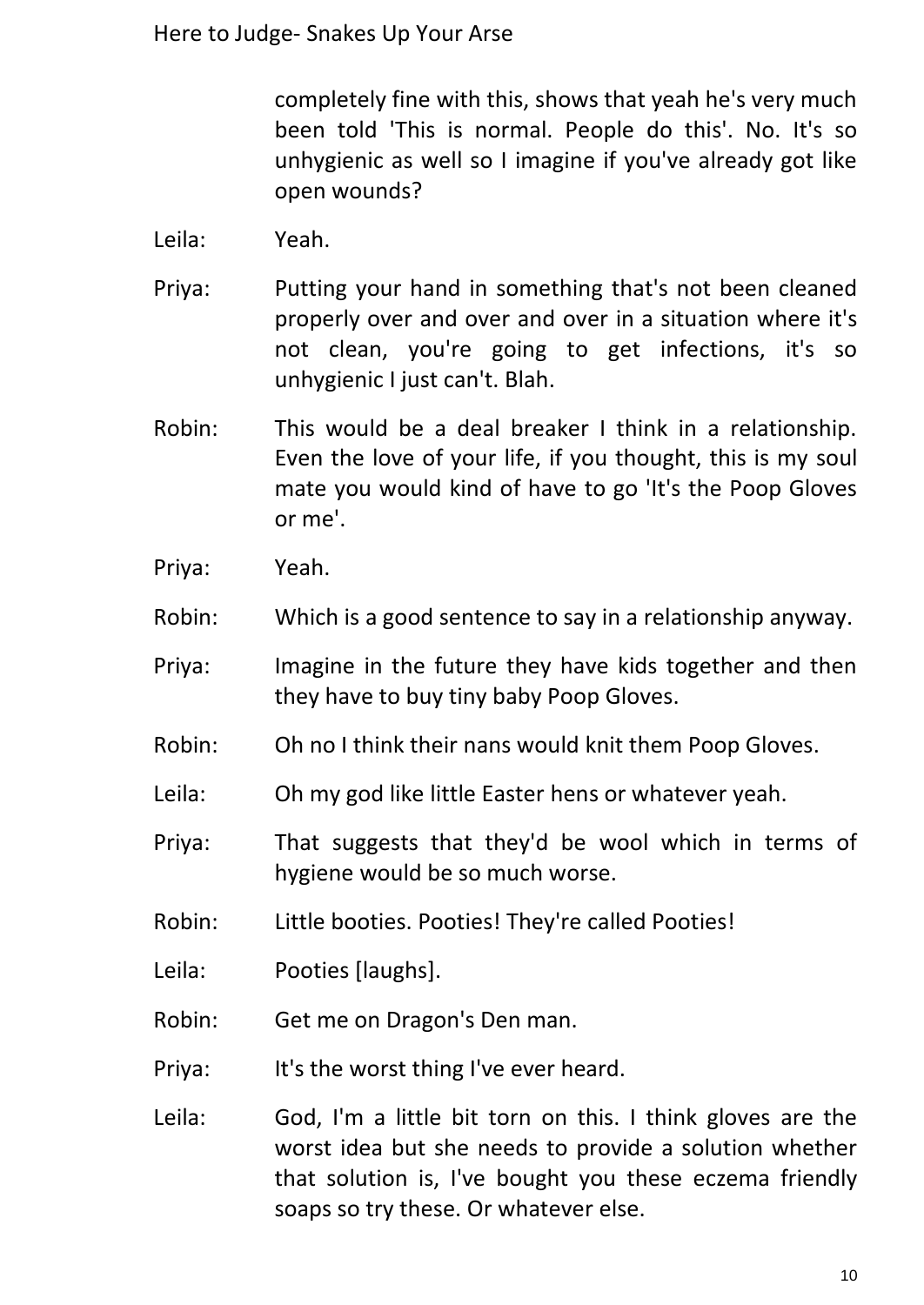completely fine with this, shows that yeah he's very much been told 'This is normal. People do this'. No. It's so unhygienic as well so I imagine if you've already got like open wounds?

Leila: Yeah.

Priya: Putting your hand in something that's not been cleaned properly over and over and over in a situation where it's not clean, you're going to get infections, it's so unhygienic I just can't. Blah.

Robin: This would be a deal breaker I think in a relationship. Even the love of your life, if you thought, this is my soul mate you would kind of have to go 'It's the Poop Gloves or me'.

Priya: Yeah.

Robin: Which is a good sentence to say in a relationship anyway.

Priya: Imagine in the future they have kids together and then they have to buy tiny baby Poop Gloves.

Robin: Oh no I think their nans would knit them Poop Gloves.

Leila: Oh my god like little Easter hens or whatever yeah.

Priya: That suggests that they'd be wool which in terms of hygiene would be so much worse.

Robin: Little booties. Pooties! They're called Pooties!

Leila: Pooties [laughs].

Robin: Get me on Dragon's Den man.

Priya: It's the worst thing I've ever heard.

Leila: God, I'm a little bit torn on this. I think gloves are the worst idea but she needs to provide a solution whether that solution is, I've bought you these eczema friendly soaps so try these. Or whatever else.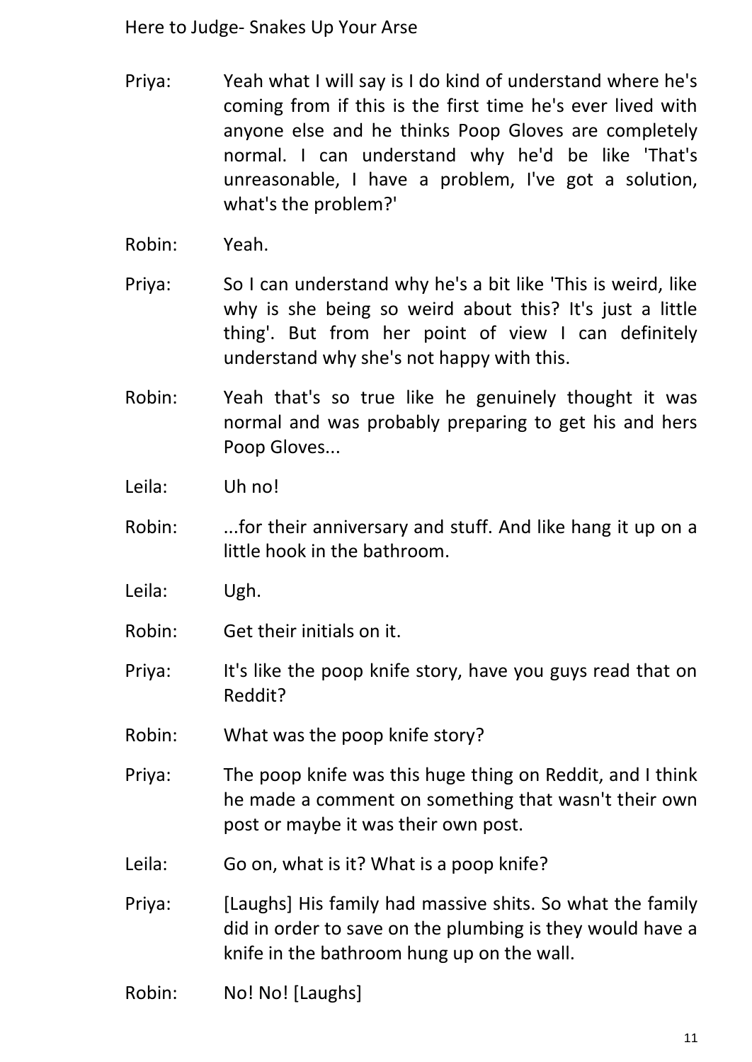Priya: Yeah what I will say is I do kind of understand where he's coming from if this is the first time he's ever lived with anyone else and he thinks Poop Gloves are completely normal. I can understand why he'd be like 'That's unreasonable, I have a problem, I've got a solution, what's the problem?'

Robin: Yeah.

Priya: So I can understand why he's a bit like 'This is weird, like why is she being so weird about this? It's just a little thing'. But from her point of view I can definitely understand why she's not happy with this.

Robin: Yeah that's so true like he genuinely thought it was normal and was probably preparing to get his and hers Poop Gloves...

Leila: Uh no!

Robin: ...for their anniversary and stuff. And like hang it up on a little hook in the bathroom.

Leila: Ugh.

Robin: Get their initials on it.

Priya: It's like the poop knife story, have you guys read that on Reddit?

Robin: What was the poop knife story?

Priya: The poop knife was this huge thing on Reddit, and I think he made a comment on something that wasn't their own post or maybe it was their own post.

Leila: Go on, what is it? What is a poop knife?

Priya: [Laughs] His family had massive shits. So what the family did in order to save on the plumbing is they would have a knife in the bathroom hung up on the wall.

Robin: No! No! [Laughs]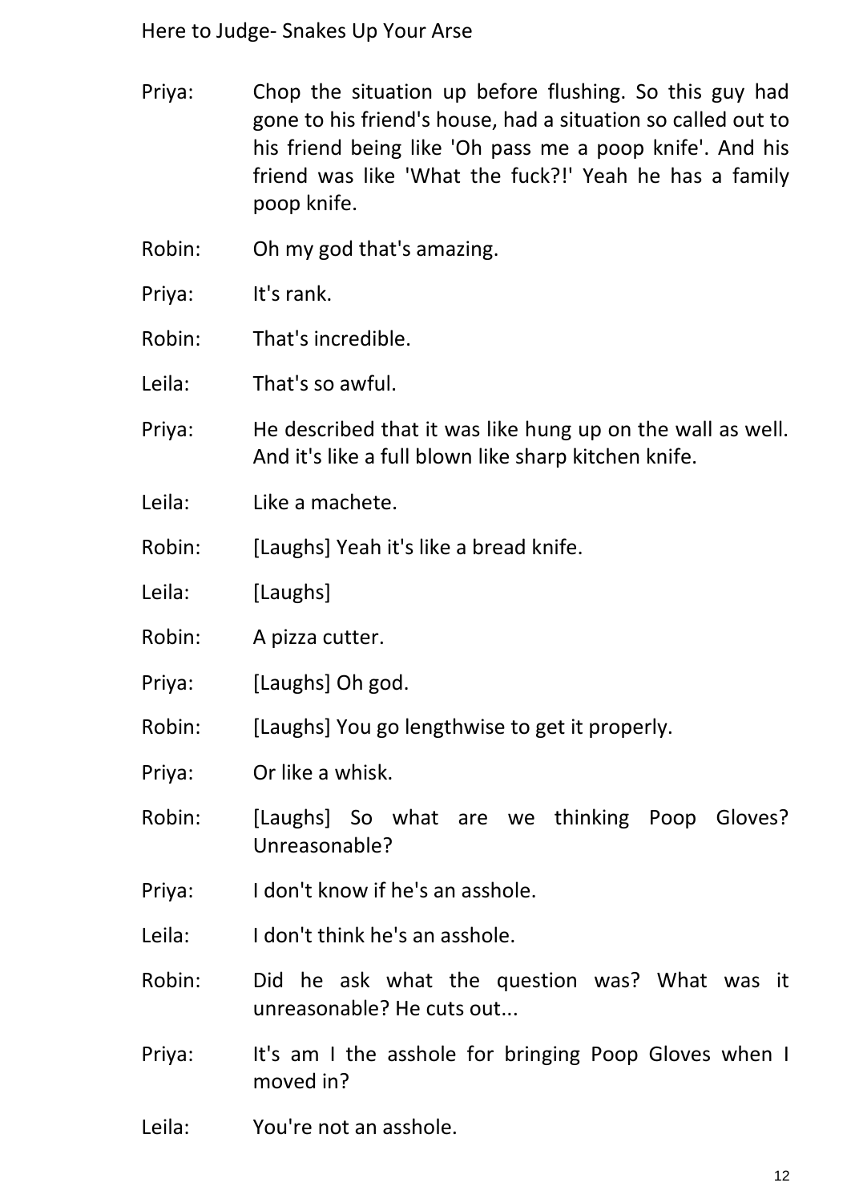Priya: Chop the situation up before flushing. So this guy had gone to his friend's house, had a situation so called out to his friend being like 'Oh pass me a poop knife'. And his friend was like 'What the fuck?!' Yeah he has a family poop knife.

Robin: Oh my god that's amazing.

Priya: It's rank.

Robin: That's incredible.

Leila: That's so awful.

Priya: He described that it was like hung up on the wall as well. And it's like a full blown like sharp kitchen knife.

Leila: Like a machete.

Robin: [Laughs] Yeah it's like a bread knife.

Leila: [Laughs]

Robin: A pizza cutter.

Priya: [Laughs] Oh god.

Robin: [Laughs] You go lengthwise to get it properly.

Priya: Or like a whisk.

Robin: [Laughs] So what are we thinking Poop Gloves? Unreasonable?

Priya: I don't know if he's an asshole.

Leila: I don't think he's an asshole.

Robin: Did he ask what the question was? What was it unreasonable? He cuts out...

Priya: It's am I the asshole for bringing Poop Gloves when I moved in?

Leila: You're not an asshole.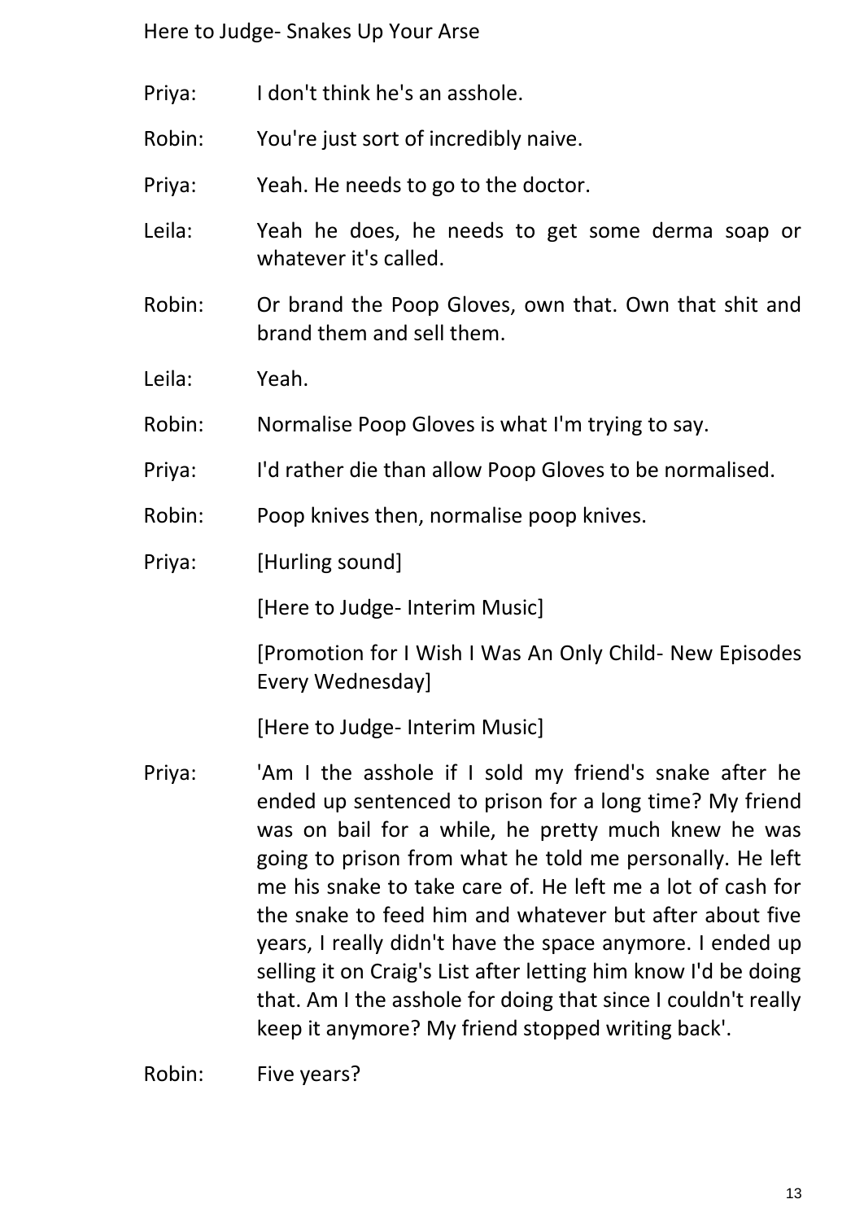Priya: I don't think he's an asshole.

Robin: You're just sort of incredibly naive.

Priya: Yeah. He needs to go to the doctor.

Leila: Yeah he does, he needs to get some derma soap or whatever it's called.

Robin: Or brand the Poop Gloves, own that. Own that shit and brand them and sell them.

Leila: Yeah.

Robin: Normalise Poop Gloves is what I'm trying to say.

Priya: I'd rather die than allow Poop Gloves to be normalised.

Robin: Poop knives then, normalise poop knives.

Priya: [Hurling sound]

[Here to Judge- Interim Music]

[Promotion for I Wish I Was An Only Child- New Episodes Every Wednesday]

[Here to Judge- Interim Music]

Priya: 'Am I the asshole if I sold my friend's snake after he ended up sentenced to prison for a long time? My friend was on bail for a while, he pretty much knew he was going to prison from what he told me personally. He left me his snake to take care of. He left me a lot of cash for the snake to feed him and whatever but after about five years, I really didn't have the space anymore. I ended up selling it on Craig's List after letting him know I'd be doing that. Am I the asshole for doing that since I couldn't really keep it anymore? My friend stopped writing back'.

Robin: Five years?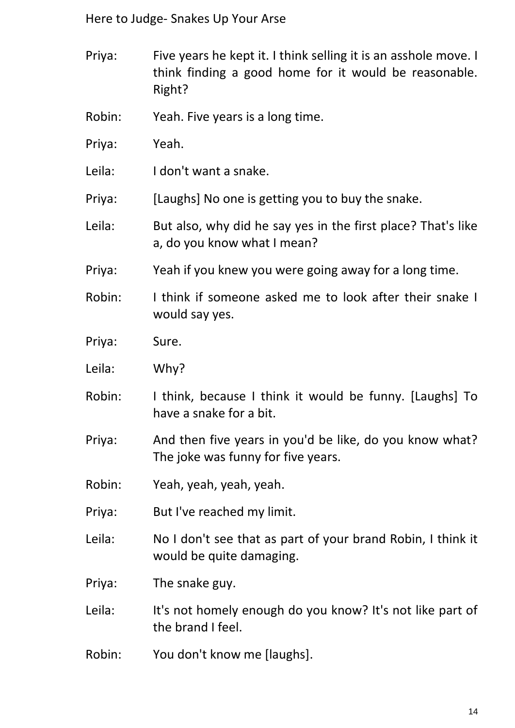Priya: Five years he kept it. I think selling it is an asshole move. I think finding a good home for it would be reasonable. Right?

Robin: Yeah. Five years is a long time.

Priya: Yeah.

Leila: I don't want a snake.

Priya: [Laughs] No one is getting you to buy the snake.

Leila: But also, why did he say yes in the first place? That's like a, do you know what I mean?

Priya: Yeah if you knew you were going away for a long time.

Robin: I think if someone asked me to look after their snake I would say yes.

Priya: Sure.

Leila: Why?

Robin: I think, because I think it would be funny. [Laughs] To have a snake for a bit.

Priya: And then five years in you'd be like, do you know what? The joke was funny for five years.

Robin: Yeah, yeah, yeah, yeah.

Priya: But I've reached my limit.

Leila: No I don't see that as part of your brand Robin, I think it would be quite damaging.

Priya: The snake guy.

Leila: It's not homely enough do you know? It's not like part of the brand I feel.

Robin: You don't know me [laughs].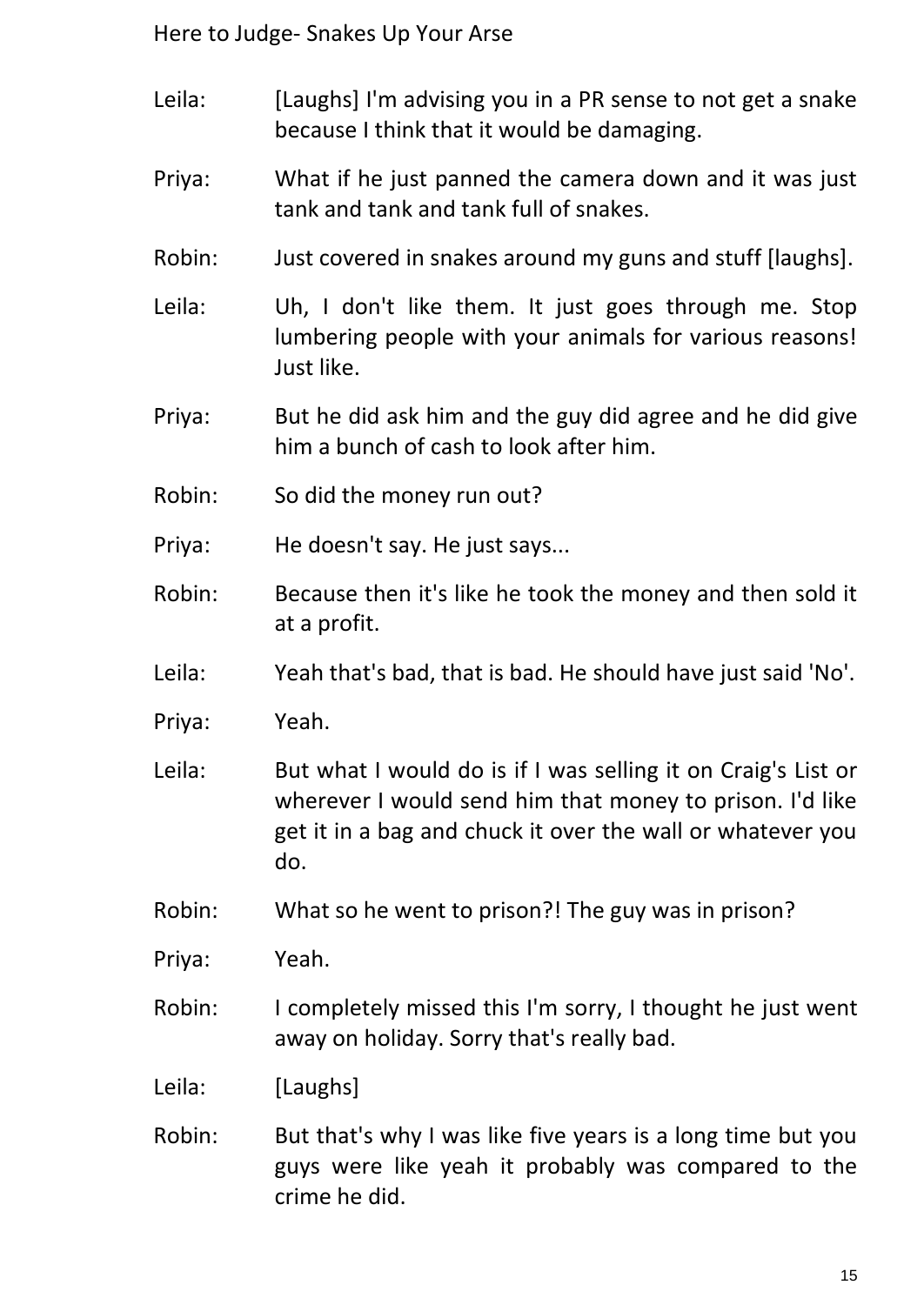Leila: [Laughs] I'm advising you in a PR sense to not get a snake because I think that it would be damaging.

Priya: What if he just panned the camera down and it was just tank and tank and tank full of snakes.

Robin: Just covered in snakes around my guns and stuff [laughs].

Leila: Uh, I don't like them. It just goes through me. Stop lumbering people with your animals for various reasons! Just like.

Priya: But he did ask him and the guy did agree and he did give him a bunch of cash to look after him.

Robin: So did the money run out?

Priya: He doesn't say. He just says...

Robin: Because then it's like he took the money and then sold it at a profit.

Leila: Yeah that's bad, that is bad. He should have just said 'No'.

Priya: Yeah.

Leila: But what I would do is if I was selling it on Craig's List or wherever I would send him that money to prison. I'd like get it in a bag and chuck it over the wall or whatever you do.

Robin: What so he went to prison?! The guy was in prison?

Priya: Yeah.

Robin: I completely missed this I'm sorry, I thought he just went away on holiday. Sorry that's really bad.

Leila: [Laughs]

Robin: But that's why I was like five years is a long time but you guys were like yeah it probably was compared to the crime he did.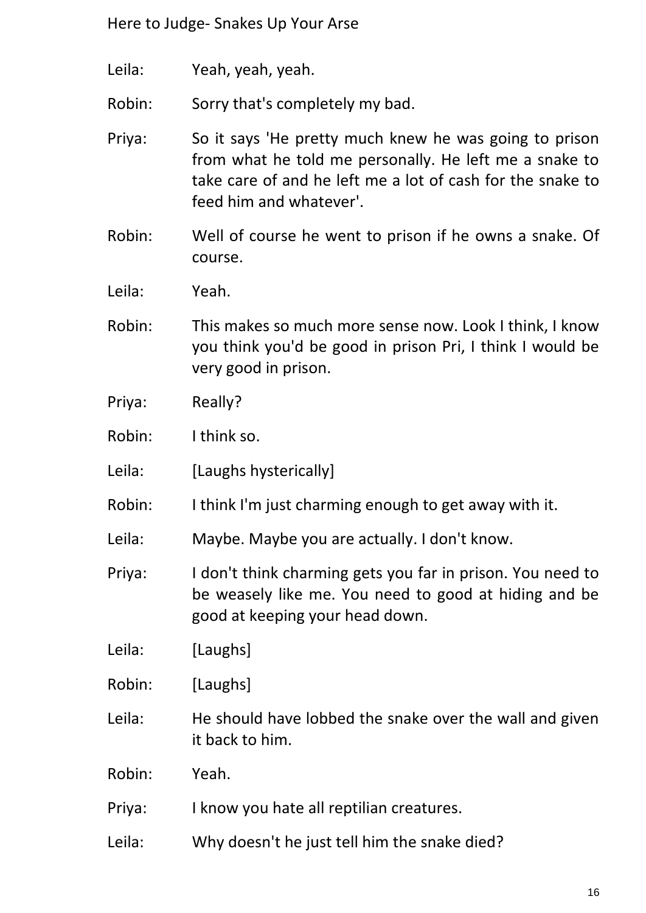Leila: Yeah, yeah, yeah.

Robin: Sorry that's completely my bad.

Priya: So it says 'He pretty much knew he was going to prison from what he told me personally. He left me a snake to take care of and he left me a lot of cash for the snake to feed him and whatever'.

Robin: Well of course he went to prison if he owns a snake. Of course.

Leila: Yeah.

Robin: This makes so much more sense now. Look I think, I know you think you'd be good in prison Pri, I think I would be very good in prison.

Priya: Really?

Robin: I think so.

Leila: [Laughs hysterically]

Robin: I think I'm just charming enough to get away with it.

Leila: Maybe. Maybe you are actually. I don't know.

Priya: I don't think charming gets you far in prison. You need to be weasely like me. You need to good at hiding and be good at keeping your head down.

Leila: [Laughs]

Robin: [Laughs]

Leila: He should have lobbed the snake over the wall and given it back to him.

Robin: Yeah.

Priya: I know you hate all reptilian creatures.

Leila: Why doesn't he just tell him the snake died?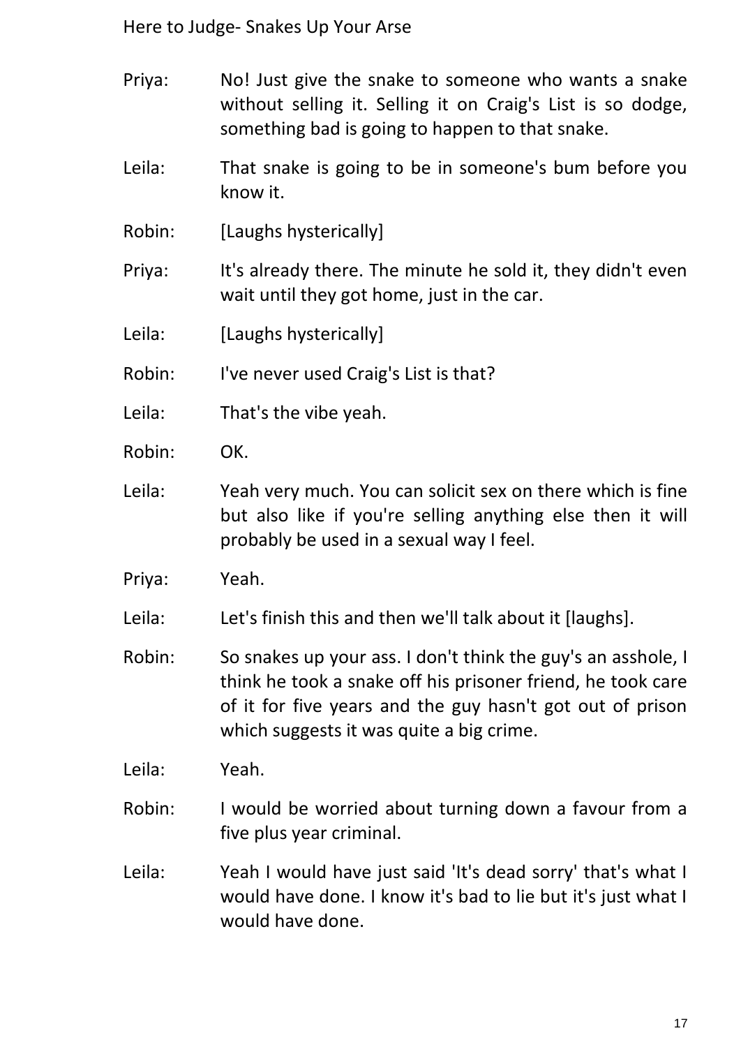Priya: No! Just give the snake to someone who wants a snake without selling it. Selling it on Craig's List is so dodge, something bad is going to happen to that snake.

Leila: That snake is going to be in someone's bum before you know it.

Robin: [Laughs hysterically]

Priya: It's already there. The minute he sold it, they didn't even wait until they got home, just in the car.

Leila: [Laughs hysterically]

Robin: I've never used Craig's List is that?

Leila: That's the vibe yeah.

Robin: OK.

Leila: Yeah very much. You can solicit sex on there which is fine but also like if you're selling anything else then it will probably be used in a sexual way I feel.

Priya: Yeah.

Leila: Let's finish this and then we'll talk about it [laughs].

Robin: So snakes up your ass. I don't think the guy's an asshole, I think he took a snake off his prisoner friend, he took care of it for five years and the guy hasn't got out of prison which suggests it was quite a big crime.

Leila: Yeah.

Robin: I would be worried about turning down a favour from a five plus year criminal.

Leila: Yeah I would have just said 'It's dead sorry' that's what I would have done. I know it's bad to lie but it's just what I would have done.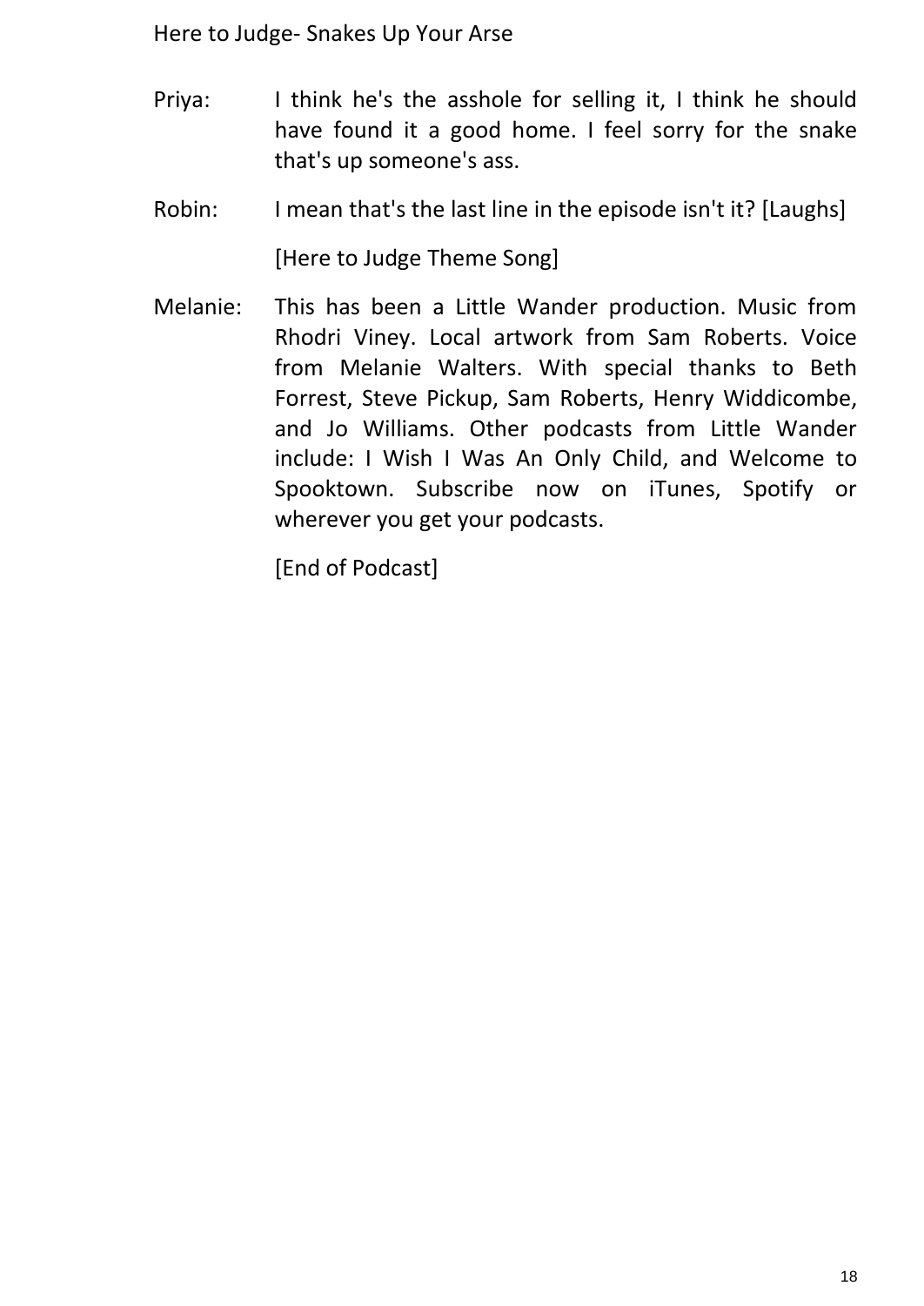Priya: I think he's the asshole for selling it, I think he should have found it a good home. I feel sorry for the snake that's up someone's ass.

Robin: I mean that's the last line in the episode isn't it? [Laughs]

[Here to Judge Theme Song]

Melanie: This has been a Little Wander production. Music from Rhodri Viney. Local artwork from Sam Roberts. Voice from Melanie Walters. With special thanks to Beth Forrest, Steve Pickup, Sam Roberts, Henry Widdicombe, and Jo Williams. Other podcasts from Little Wander include: I Wish I Was An Only Child, and Welcome to Spooktown. Subscribe now on iTunes, Spotify or wherever you get your podcasts.

[End of Podcast]